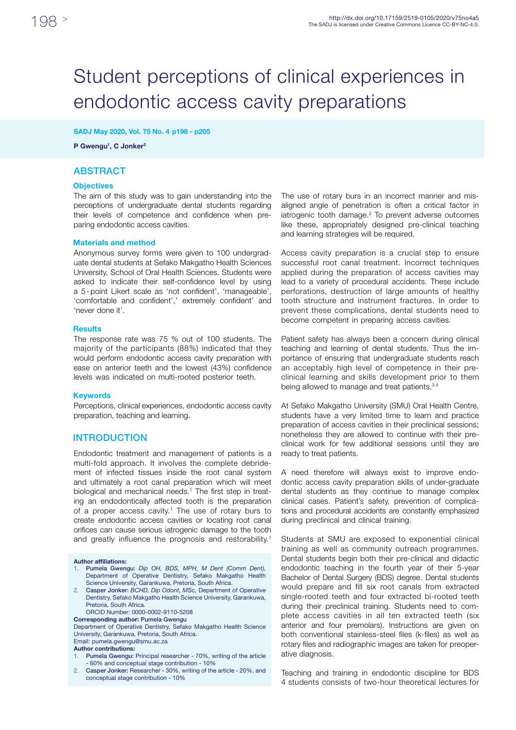# Student perceptions of clinical experiences in endodontic access cavity preparations

**SADJ May 2020, Vol. 75 No. 4 p198 - p205**

**P Gwengu[1], C Jonker[2]**

## ABSTRACT

### Objectives

The aim of this study was to gain understanding into the perceptions of undergraduate dental students regarding their levels of competence and confidence when preparing endodontic access cavities.

### Materials and method

Anonymous survey forms were given to 100 undergraduate dental students at Sefako Makgatho Health Sciences University, School of Oral Health Sciences. Students were asked to indicate their self-confidence level by using a 5-point Likert scale as 'not confident', 'manageable', 'comfortable and confident',' extremely confident' and 'never done it'.

### Results

The response rate was 75 % out of 100 students. The majority of the participants (88%) indicated that they would perform endodontic access cavity preparation with ease on anterior teeth and the lowest (43%) confidence levels was indicated on multi-rooted posterior teeth.

### Keywords

Perceptions, clinical experiences, endodontic access cavity preparation, teaching and learning.

## INTRODUCTION

Endodontic treatment and management of patients is a multi-fold approach. It involves the complete debridement of infected tissues inside the root canal system and ultimately a root canal preparation which will meet biological and mechanical needs.[1] The first step in treating an endodontically affected tooth is the preparation of a proper access cavity.[1] The use of rotary burs to create endodontic access cavities or locating root canal orifices can cause serious iatrogenic damage to the tooth and greatly influence the prognosis and restorability.[1]

The use of rotary burs in an incorrect manner and misaligned angle of penetration is often a critical factor in iatrogenic tooth damage.[2] To prevent adverse outcomes like these, appropriately designed pre-clinical teaching and learning strategies will be required.

Access cavity preparation is a crucial step to ensure successful root canal treatment. Incorrect techniques applied during the preparation of access cavities may lead to a variety of procedural accidents. These include perforations, destruction of large amounts of healthy tooth structure and instrument fractures. In order to prevent these complications, dental students need to become competent in preparing access cavities.

Patient safety has always been a concern during clinical teaching and learning of dental students. Thus the importance of ensuring that undergraduate students reach an acceptably high level of competence in their preclinical learning and skills development prior to them being allowed to manage and treat patients.[3,4]

At Sefako Makgatho University (SMU) Oral Health Centre, students have a very limited time to learn and practice preparation of access cavities in their preclinical sessions; nonetheless they are allowed to continue with their preclinical work for few additional sessions until they are ready to treat patients.

A need therefore will always exist to improve endodontic access cavity preparation skills of under-graduate dental students as they continue to manage complex clinical cases. Patient's safety, prevention of complications and procedural accidents are constantly emphasized during preclinical and clinical training.

Students at SMU are exposed to exponential clinical training as well as community outreach programmes. Dental students begin both their pre-clinical and didactic endodontic teaching in the fourth year of their 5-year Bachelor of Dental Surgery (BDS) degree. Dental students would prepare and fill six root canals from extracted single-rooted teeth and four extracted bi-rooted teeth during their preclinical training. Students need to complete access cavities in all ten extracted teeth (six anterior and four premolars). Instructions are given on both conventional stainless-steel files (k-files) as well as rotary files and radiographic images are taken for preoperative diagnosis.

Teaching and training in endodontic discipline for BDS 4 students consists of two-hour theoretical lectures for

**Author affiliations:**

1. **Pumela Gwengu:** *Dip OH, BDS, MPH, M Dent (Comm Dent),* Department of Operative Dentistry, Sefako Makgatho Health Science University, Garankuwa, Pretoria, South Africa.
2. **Casper Jonker:** *BCHD, Dip Odont, MSc,* Department of Operative Dentistry, Sefako Makgatho Health Science University, Garankuwa, Pretoria, South Africa.
   ORCID Number: 0000-0002-9110-5208

**Corresponding author: Pumela Gwengu**
Department of Operative Dentistry, Sefako Makgatho Health Science University, Garankuwa, Pretoria, South Africa.
Email: pumela.gwengu@smu.ac.za

**Author contributions:**

1. **Pumela Gwengu:** Principal researcher - 70%, writing of the article - 60% and conceptual stage contribution - 10%
2. **Casper Jonker:** Researcher - 30%, writing of the article - 20%, and conceptual stage contribution - 10%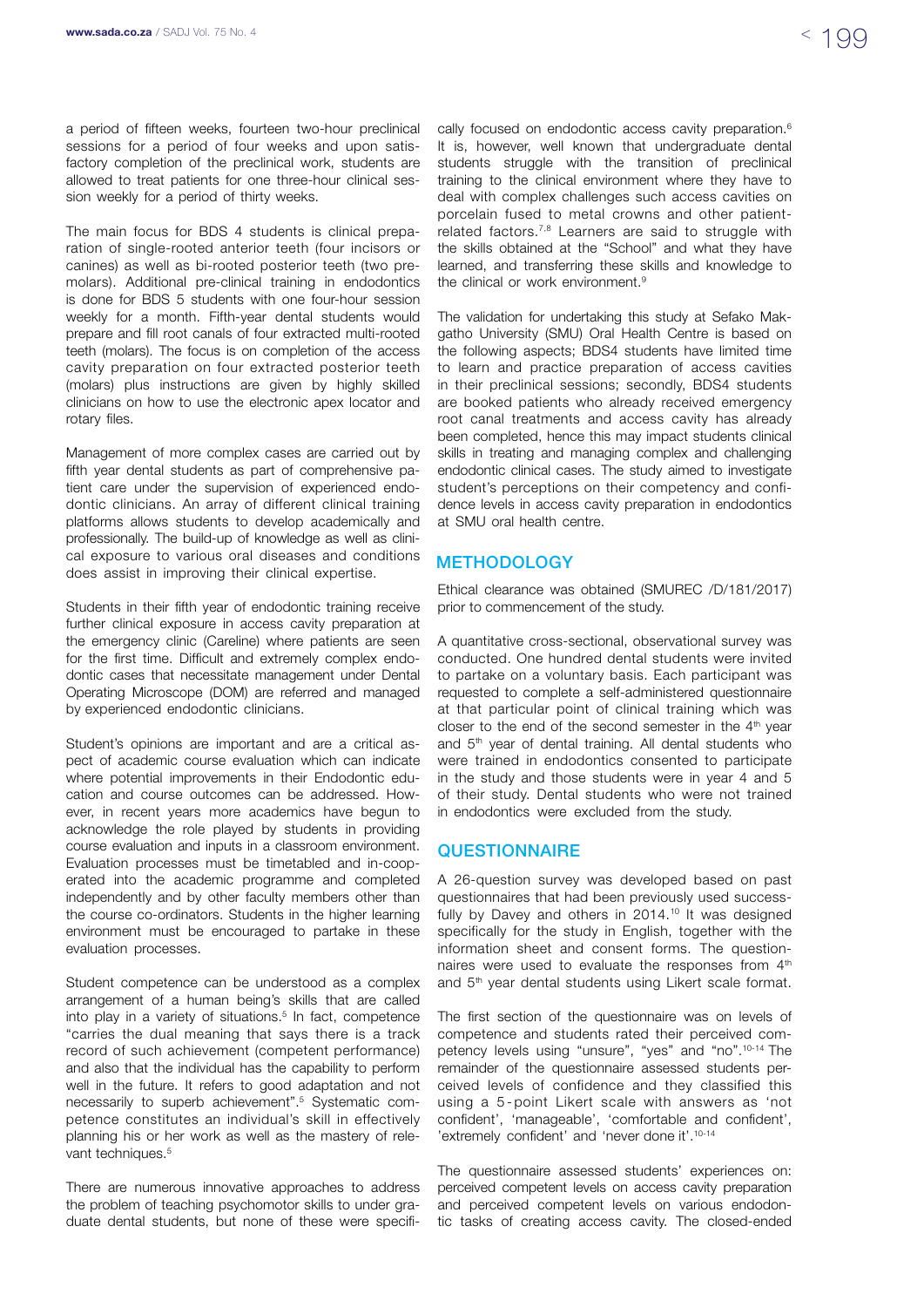a period of fifteen weeks, fourteen two-hour preclinical sessions for a period of four weeks and upon satisfactory completion of the preclinical work, students are allowed to treat patients for one three-hour clinical session weekly for a period of thirty weeks.

The main focus for BDS 4 students is clinical preparation of single-rooted anterior teeth (four incisors or canines) as well as bi-rooted posterior teeth (two premolars). Additional pre-clinical training in endodontics is done for BDS 5 students with one four-hour session weekly for a month. Fifth-year dental students would prepare and fill root canals of four extracted multi-rooted teeth (molars). The focus is on completion of the access cavity preparation on four extracted posterior teeth (molars) plus instructions are given by highly skilled clinicians on how to use the electronic apex locator and rotary files.

Management of more complex cases are carried out by fifth year dental students as part of comprehensive patient care under the supervision of experienced endodontic clinicians. An array of different clinical training platforms allows students to develop academically and professionally. The build-up of knowledge as well as clinical exposure to various oral diseases and conditions does assist in improving their clinical expertise.

Students in their fifth year of endodontic training receive further clinical exposure in access cavity preparation at the emergency clinic (Careline) where patients are seen for the first time. Difficult and extremely complex endodontic cases that necessitate management under Dental Operating Microscope (DOM) are referred and managed by experienced endodontic clinicians.

Student's opinions are important and are a critical aspect of academic course evaluation which can indicate where potential improvements in their Endodontic education and course outcomes can be addressed. However, in recent years more academics have begun to acknowledge the role played by students in providing course evaluation and inputs in a classroom environment. Evaluation processes must be timetabled and in-cooperated into the academic programme and completed independently and by other faculty members other than the course co-ordinators. Students in the higher learning environment must be encouraged to partake in these evaluation processes.

Student competence can be understood as a complex arrangement of a human being's skills that are called into play in a variety of situations.[5] In fact, competence "carries the dual meaning that says there is a track record of such achievement (competent performance) and also that the individual has the capability to perform well in the future. It refers to good adaptation and not necessarily to superb achievement".[5] Systematic competence constitutes an individual's skill in effectively planning his or her work as well as the mastery of relevant techniques.[5]

There are numerous innovative approaches to address the problem of teaching psychomotor skills to under graduate dental students, but none of these were specifically focused on endodontic access cavity preparation.[6] It is, however, well known that undergraduate dental students struggle with the transition of preclinical training to the clinical environment where they have to deal with complex challenges such access cavities on porcelain fused to metal crowns and other patient-related factors.[7,8] Learners are said to struggle with the skills obtained at the "School" and what they have learned, and transferring these skills and knowledge to the clinical or work environment.[9]

The validation for undertaking this study at Sefako Makgatho University (SMU) Oral Health Centre is based on the following aspects; BDS4 students have limited time to learn and practice preparation of access cavities in their preclinical sessions; secondly, BDS4 students are booked patients who already received emergency root canal treatments and access cavity has already been completed, hence this may impact students clinical skills in treating and managing complex and challenging endodontic clinical cases. The study aimed to investigate student's perceptions on their competency and confidence levels in access cavity preparation in endodontics at SMU oral health centre.

## METHODOLOGY

Ethical clearance was obtained (SMUREC /D/181/2017) prior to commencement of the study.

A quantitative cross-sectional, observational survey was conducted. One hundred dental students were invited to partake on a voluntary basis. Each participant was requested to complete a self-administered questionnaire at that particular point of clinical training which was closer to the end of the second semester in the 4th year and 5th year of dental training. All dental students who were trained in endodontics consented to participate in the study and those students were in year 4 and 5 of their study. Dental students who were not trained in endodontics were excluded from the study.

## QUESTIONNAIRE

A 26-question survey was developed based on past questionnaires that had been previously used successfully by Davey and others in 2014.[10] It was designed specifically for the study in English, together with the information sheet and consent forms. The questionnaires were used to evaluate the responses from 4th and 5th year dental students using Likert scale format.

The first section of the questionnaire was on levels of competence and students rated their perceived competency levels using "unsure", "yes" and "no".[10-14] The remainder of the questionnaire assessed students perceived levels of confidence and they classified this using a 5-point Likert scale with answers as 'not confident', 'manageable', 'comfortable and confident', 'extremely confident' and 'never done it'.[10-14]

The questionnaire assessed students' experiences on: perceived competent levels on access cavity preparation and perceived competent levels on various endodontic tasks of creating access cavity. The closed-ended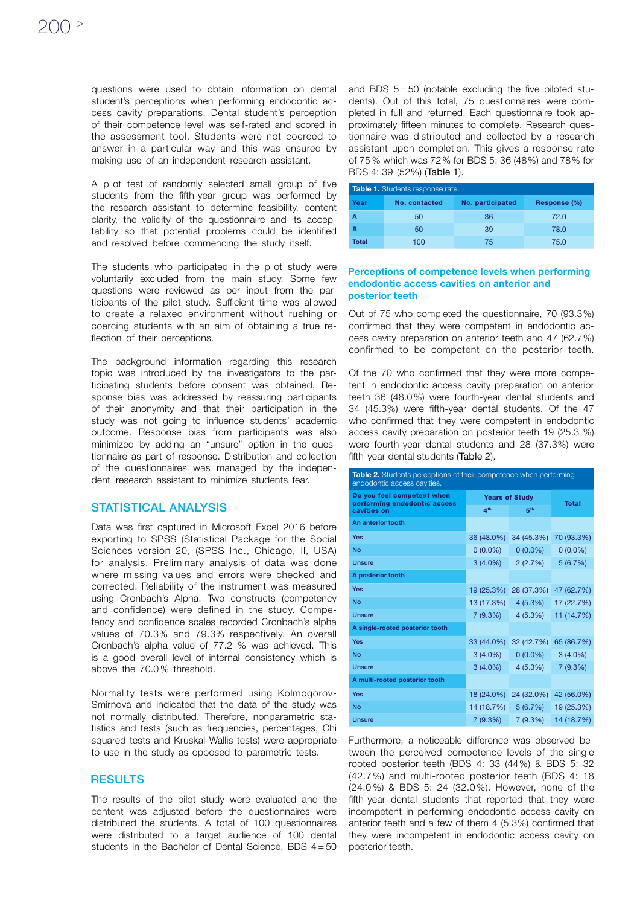questions were used to obtain information on dental student's perceptions when performing endodontic access cavity preparations. Dental student's perception of their competence level was self-rated and scored in the assessment tool. Students were not coerced to answer in a particular way and this was ensured by making use of an independent research assistant.

A pilot test of randomly selected small group of five students from the fifth-year group was performed by the research assistant to determine feasibility, content clarity, the validity of the questionnaire and its acceptability so that potential problems could be identified and resolved before commencing the study itself.

The students who participated in the pilot study were voluntarily excluded from the main study. Some few questions were reviewed as per input from the participants of the pilot study. Sufficient time was allowed to create a relaxed environment without rushing or coercing students with an aim of obtaining a true reflection of their perceptions.

The background information regarding this research topic was introduced by the investigators to the participating students before consent was obtained. Response bias was addressed by reassuring participants of their anonymity and that their participation in the study was not going to influence students' academic outcome. Response bias from participants was also minimized by adding an "unsure" option in the questionnaire as part of response. Distribution and collection of the questionnaires was managed by the independent research assistant to minimize students fear.

## STATISTICAL ANALYSIS

Data was first captured in Microsoft Excel 2016 before exporting to SPSS (Statistical Package for the Social Sciences version 20, (SPSS Inc., Chicago, Il, USA) for analysis. Preliminary analysis of data was done where missing values and errors were checked and corrected. Reliability of the instrument was measured using Cronbach's Alpha. Two constructs (competency and confidence) were defined in the study. Competency and confidence scales recorded Cronbach's alpha values of 70.3% and 79.3% respectively. An overall Cronbach's alpha value of 77.2 % was achieved. This is a good overall level of internal consistency which is above the 70.0% threshold.

Normality tests were performed using Kolmogorov-Smirnova and indicated that the data of the study was not normally distributed. Therefore, nonparametric statistics and tests (such as frequencies, percentages, Chi squared tests and Kruskal Wallis tests) were appropriate to use in the study as opposed to parametric tests.

## RESULTS

The results of the pilot study were evaluated and the content was adjusted before the questionnaires were distributed the students. A total of 100 questionnaires were distributed to a target audience of 100 dental students in the Bachelor of Dental Science, BDS 4 = 50 and BDS 5 = 50 (notable excluding the five piloted students). Out of this total, 75 questionnaires were completed in full and returned. Each questionnaire took approximately fifteen minutes to complete. Research questionnaire was distributed and collected by a research assistant upon completion. This gives a response rate of 75% which was 72% for BDS 5: 36 (48%) and 78% for BDS 4: 39 (52%) (Table 1).

**Table 1.** Students response rate.

| Year | No. contacted | No. participated | Response (%) |
|---|---|---|---|
| A | 50 | 36 | 72.0 |
| B | 50 | 39 | 78.0 |
| Total | 100 | 75 | 75.0 |

### Perceptions of competence levels when performing endodontic access cavities on anterior and posterior teeth

Out of 75 who completed the questionnaire, 70 (93.3%) confirmed that they were competent in endodontic access cavity preparation on anterior teeth and 47 (62.7%) confirmed to be competent on the posterior teeth.

Of the 70 who confirmed that they were more competent in endodontic access cavity preparation on anterior teeth 36 (48.0%) were fourth-year dental students and 34 (45.3%) were fifth-year dental students. Of the 47 who confirmed that they were competent in endodontic access cavity preparation on posterior teeth 19 (25.3 %) were fourth-year dental students and 28 (37.3%) were fifth-year dental students (Table 2).

**Table 2.** Students perceptions of their competence when performing endodontic access cavities.

| Do you feel competent when performing endodontic access cavities on | Years of Study | | Total |
|---|---|---|---|
| | 4th | 5th | |
| **An anterior tooth** | | | |
| Yes | 36 (48.0%) | 34 (45.3%) | 70 (93.3%) |
| No | 0 (0.0%) | 0 (0.0%) | 0 (0.0%) |
| Unsure | 3 (4.0%) | 2 (2.7%) | 5 (6.7%) |
| **A posterior tooth** | | | |
| Yes | 19 (25.3%) | 28 (37.3%) | 47 (62.7%) |
| No | 13 (17.3%) | 4 (5.3%) | 17 (22.7%) |
| Unsure | 7 (9.3%) | 4 (5.3%) | 11 (14.7%) |
| **A single-rooted posterior tooth** | | | |
| Yes | 33 (44.0%) | 32 (42.7%) | 65 (86.7%) |
| No | 3 (4.0%) | 0 (0.0%) | 3 (4.0%) |
| Unsure | 3 (4.0%) | 4 (5.3%) | 7 (9.3%) |
| **A multi-rooted posterior tooth** | | | |
| Yes | 18 (24.0%) | 24 (32.0%) | 42 (56.0%) |
| No | 14 (18.7%) | 5 (6.7%) | 19 (25.3%) |
| Unsure | 7 (9.3%) | 7 (9.3%) | 14 (18.7%) |

Furthermore, a noticeable difference was observed between the perceived competence levels of the single rooted posterior teeth (BDS 4: 33 (44%) & BDS 5: 32 (42.7%) and multi-rooted posterior teeth (BDS 4: 18 (24.0%) & BDS 5: 24 (32.0%). However, none of the fifth-year dental students that reported that they were incompetent in performing endodontic access cavity on anterior teeth and a few of them 4 (5.3%) confirmed that they were incompetent in endodontic access cavity on posterior teeth.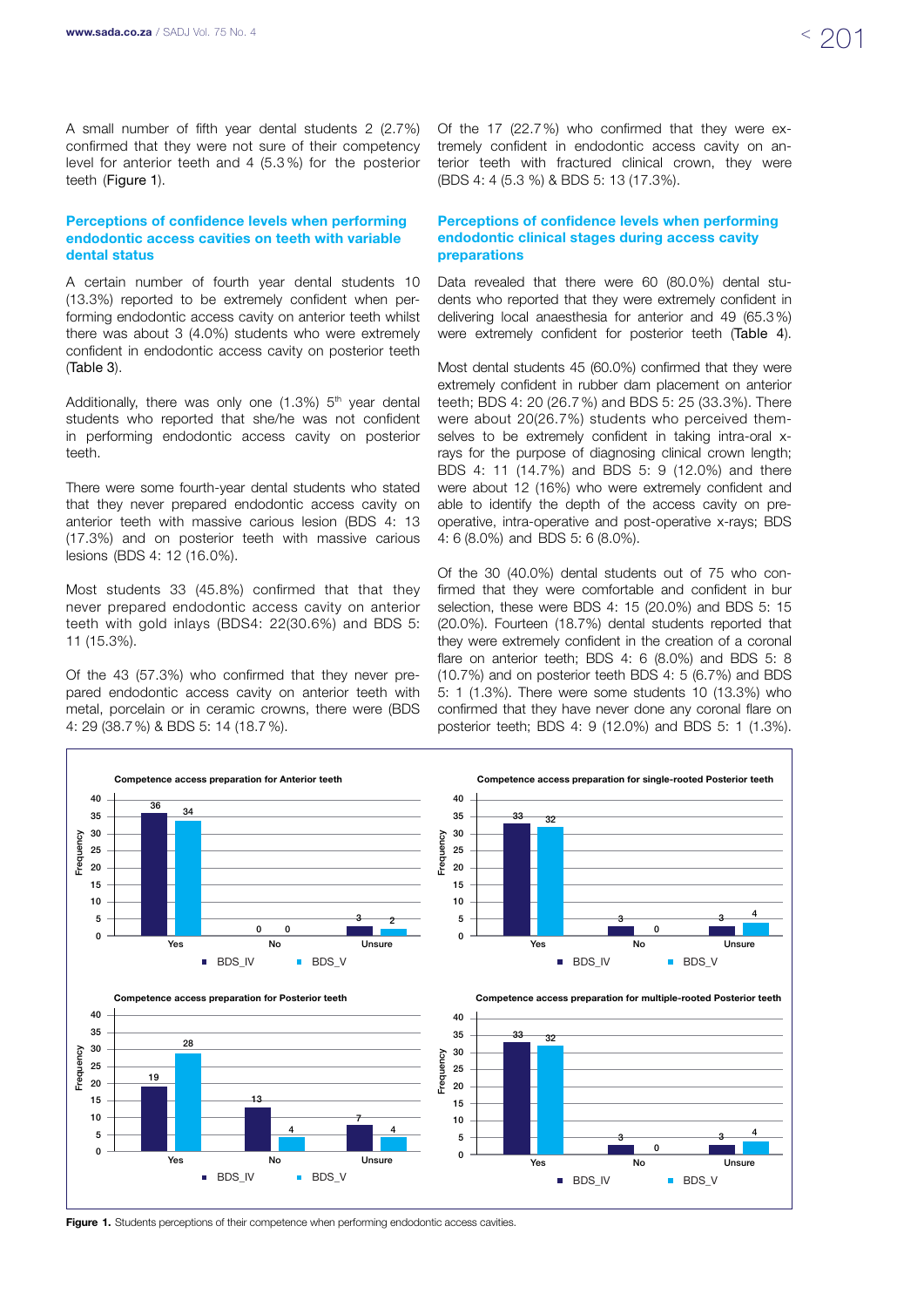A small number of fifth year dental students 2 (2.7%) confirmed that they were not sure of their competency level for anterior teeth and 4 (5.3 %) for the posterior teeth (Figure 1).

### Perceptions of confidence levels when performing endodontic access cavities on teeth with variable dental status

A certain number of fourth year dental students 10 (13.3%) reported to be extremely confident when performing endodontic access cavity on anterior teeth whilst there was about 3 (4.0%) students who were extremely confident in endodontic access cavity on posterior teeth (Table 3).

Additionally, there was only one (1.3%) 5th year dental students who reported that she/he was not confident in performing endodontic access cavity on posterior teeth.

There were some fourth-year dental students who stated that they never prepared endodontic access cavity on anterior teeth with massive carious lesion (BDS 4: 13 (17.3%) and on posterior teeth with massive carious lesions (BDS 4: 12 (16.0%).

Most students 33 (45.8%) confirmed that that they never prepared endodontic access cavity on anterior teeth with gold inlays (BDS4: 22(30.6%) and BDS 5: 11 (15.3%).

Of the 43 (57.3%) who confirmed that they never prepared endodontic access cavity on anterior teeth with metal, porcelain or in ceramic crowns, there were (BDS 4: 29 (38.7 %) & BDS 5: 14 (18.7 %).

Of the 17 (22.7 %) who confirmed that they were extremely confident in endodontic access cavity on anterior teeth with fractured clinical crown, they were (BDS 4: 4 (5.3 %) & BDS 5: 13 (17.3%).

### Perceptions of confidence levels when performing endodontic clinical stages during access cavity preparations

Data revealed that there were 60 (80.0%) dental students who reported that they were extremely confident in delivering local anaesthesia for anterior and 49 (65.3 %) were extremely confident for posterior teeth (Table 4).

Most dental students 45 (60.0%) confirmed that they were extremely confident in rubber dam placement on anterior teeth; BDS 4: 20 (26.7 %) and BDS 5: 25 (33.3%). There were about 20(26.7%) students who perceived themselves to be extremely confident in taking intra-oral x-rays for the purpose of diagnosing clinical crown length; BDS 4: 11 (14.7%) and BDS 5: 9 (12.0%) and there were about 12 (16%) who were extremely confident and able to identify the depth of the access cavity on pre-operative, intra-operative and post-operative x-rays; BDS 4: 6 (8.0%) and BDS 5: 6 (8.0%).

Of the 30 (40.0%) dental students out of 75 who confirmed that they were comfortable and confident in bur selection, these were BDS 4: 15 (20.0%) and BDS 5: 15 (20.0%). Fourteen (18.7%) dental students reported that they were extremely confident in the creation of a coronal flare on anterior teeth; BDS 4: 6 (8.0%) and BDS 5: 8 (10.7%) and on posterior teeth BDS 4: 5 (6.7%) and BDS 5: 1 (1.3%). There were some students 10 (13.3%) who confirmed that they have never done any coronal flare on posterior teeth; BDS 4: 9 (12.0%) and BDS 5: 1 (1.3%).

**Competence access preparation for Anterior teeth**

| | BDS_IV | BDS_V |
|---|---|---|
| Yes | 36 | 34 |
| No | 0 | 0 |
| Unsure | 3 | 2 |

**Competence access preparation for single-rooted Posterior teeth**

| | BDS_IV | BDS_V |
|---|---|---|
| Yes | 33 | 32 |
| No | 3 | 0 |
| Unsure | 3 | 4 |

**Competence access preparation for Posterior teeth**

| | BDS_IV | BDS_V |
|---|---|---|
| Yes | 19 | 28 |
| No | 13 | 4 |
| Unsure | 7 | 4 |

**Competence access preparation for multiple-rooted Posterior teeth**

| | BDS_IV | BDS_V |
|---|---|---|
| Yes | 33 | 32 |
| No | 3 | 0 |
| Unsure | 3 | 4 |

**Figure 1.** Students perceptions of their competence when performing endodontic access cavities.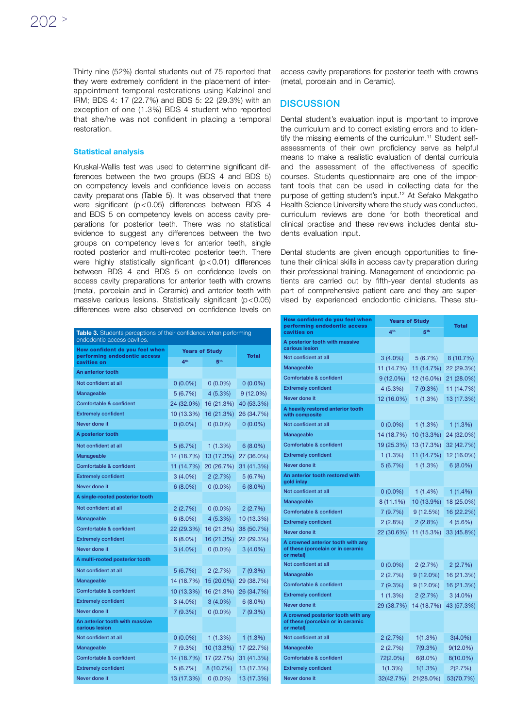Thirty nine (52%) dental students out of 75 reported that they were extremely confident in the placement of inter-appointment temporal restorations using Kalzinol and IRM; BDS 4: 17 (22.7%) and BDS 5: 22 (29.3%) with an exception of one (1.3%) BDS 4 student who reported that she/he was not confident in placing a temporal restoration.

### Statistical analysis

Kruskal-Wallis test was used to determine significant differences between the two groups (BDS 4 and BDS 5) on competency levels and confidence levels on access cavity preparations (Table 5). It was observed that there were significant ($p<0.05$) differences between BDS 4 and BDS 5 on competency levels on access cavity preparations for posterior teeth. There was no statistical evidence to suggest any differences between the two groups on competency levels for anterior teeth, single rooted posterior and multi-rooted posterior teeth. There were highly statistically significant ($p<0.01$) differences between BDS 4 and BDS 5 on confidence levels on access cavity preparations for anterior teeth with crowns (metal, porcelain and in Ceramic) and anterior teeth with massive carious lesions. Statistically significant ($p<0.05$) differences were also observed on confidence levels on access cavity preparations for posterior teeth with crowns (metal, porcelain and in Ceramic).

**Table 3.** Students perceptions of their confidence when performing endodontic access cavities.

| How confident do you feel when performing endodontic access cavities on | Years of Study | | Total |
|---|---|---|---|
| | 4th | 5th | |
| **An anterior tooth** | | | |
| Not confident at all | 0 (0.0%) | 0 (0.0%) | 0 (0.0%) |
| Manageable | 5 (6.7%) | 4 (5.3%) | 9 (12.0%) |
| Comfortable & confident | 24 (32.0%) | 16 (21.3%) | 40 (53.3%) |
| Extremely confident | 10 (13.3%) | 16 (21.3%) | 26 (34.7%) |
| Never done it | 0 (0.0%) | 0 (0.0%) | 0 (0.0%) |
| **A posterior tooth** | | | |
| Not confident at all | 5 (6.7%) | 1 (1.3%) | 6 (8.0%) |
| Manageable | 14 (18.7%) | 13 (17.3%) | 27 (36.0%) |
| Comfortable & confident | 11 (14.7%) | 20 (26.7%) | 31 (41.3%) |
| Extremely confident | 3 (4.0%) | 2 (2.7%) | 5 (6.7%) |
| Never done it | 6 (8.0%) | 0 (0.0%) | 6 (8.0%) |
| **A single-rooted posterior tooth** | | | |
| Not confident at all | 2 (2.7%) | 0 (0.0%) | 2 (2.7%) |
| Manageable | 6 (8.0%) | 4 (5.3%) | 10 (13.3%) |
| Comfortable & confident | 22 (29.3%) | 16 (21.3%) | 38 (50.7%) |
| Extremely confident | 6 (8.0%) | 16 (21.3%) | 22 (29.3%) |
| Never done it | 3 (4.0%) | 0 (0.0%) | 3 (4.0%) |
| **A multi-rooted posterior tooth** | | | |
| Not confident at all | 5 (6.7%) | 2 (2.7%) | 7 (9.3%) |
| Manageable | 14 (18.7%) | 15 (20.0%) | 29 (38.7%) |
| Comfortable & confident | 10 (13.3%) | 16 (21.3%) | 26 (34.7%) |
| Extremely confident | 3 (4.0%) | 3 (4.0%) | 6 (8.0%) |
| Never done it | 7 (9.3%) | 0 (0.0%) | 7 (9.3%) |
| **An anterior tooth with massive carious lesion** | | | |
| Not confident at all | 0 (0.0%) | 1 (1.3%) | 1 (1.3%) |
| Manageable | 7 (9.3%) | 10 (13.3%) | 17 (22.7%) |
| Comfortable & confident | 14 (18.7%) | 17 (22.7%) | 31 (41.3%) |
| Extremely confident | 5 (6.7%) | 8 (10.7%) | 13 (17.3%) |
| Never done it | 13 (17.3%) | 0 (0.0%) | 13 (17.3%) |
| **A posterior tooth with massive carious lesion** | | | |
| Not confident at all | 3 (4.0%) | 5 (6.7%) | 8 (10.7%) |
| Manageable | 11 (14.7%) | 11 (14.7%) | 22 (29.3%) |
| Comfortable & confident | 9 (12.0%) | 12 (16.0%) | 21 (28.0%) |
| Extremely confident | 4 (5.3%) | 7 (9.3%) | 11 (14.7%) |
| Never done it | 12 (16.0%) | 1 (1.3%) | 13 (17.3%) |
| **A heavily restored anterior tooth with composite** | | | |
| Not confident at all | 0 (0.0%) | 1 (1.3%) | 1 (1.3%) |
| Manageable | 14 (18.7%) | 10 (13.3%) | 24 (32.0%) |
| Comfortable & confident | 19 (25.3%) | 13 (17.3%) | 32 (42.7%) |
| Extremely confident | 1 (1.3%) | 11 (14.7%) | 12 (16.0%) |
| Never done it | 5 (6.7%) | 1 (1.3%) | 6 (8.0%) |
| **An anterior tooth restored with gold inlay** | | | |
| Not confident at all | 0 (0.0%) | 1 (1.4%) | 1 (1.4%) |
| Manageable | 8 (11.1%) | 10 (13.9%) | 18 (25.0%) |
| Comfortable & confident | 7 (9.7%) | 9 (12.5%) | 16 (22.2%) |
| Extremely confident | 2 (2.8%) | 2 (2.8%) | 4 (5.6%) |
| Never done it | 22 (30.6%) | 11 (15.3%) | 33 (45.8%) |
| **A crowned anterior tooth with any of these (porcelain or in ceramic or metal)** | | | |
| Not confident at all | 0 (0.0%) | 2 (2.7%) | 2 (2.7%) |
| Manageable | 2 (2.7%) | 9 (12.0%) | 16 (21.3%) |
| Comfortable & confident | 7 (9.3%) | 9 (12.0%) | 16 (21.3%) |
| Extremely confident | 1 (1.3%) | 2 (2.7%) | 3 (4.0%) |
| Never done it | 29 (38.7%) | 14 (18.7%) | 43 (57.3%) |
| **A crowned posterior tooth with any of these (porcelain or in ceramic or metal)** | | | |
| Not confident at all | 2 (2.7%) | 1(1.3%) | 3(4.0%) |
| Manageable | 2 (2.7%) | 7(9.3%) | 9(12.0%) |
| Comfortable & confident | 72(2.0%) | 6(8.0%) | 8(10.0%) |
| Extremely confident | 1(1.3%) | 1(1.3%) | 2(2.7%) |
| Never done it | 32(42.7%) | 21(28.0%) | 53(70.7%) |

## DISCUSSION

Dental student's evaluation input is important to improve the curriculum and to correct existing errors and to identify the missing elements of the curriculum.[11] Student self-assessments of their own proficiency serve as helpful means to make a realistic evaluation of dental curricula and the assessment of the effectiveness of specific courses. Students questionnaire are one of the important tools that can be used in collecting data for the purpose of getting student's input.[12] At Sefako Makgatho Health Science University where the study was conducted, curriculum reviews are done for both theoretical and clinical practise and these reviews includes dental students evaluation input.

Dental students are given enough opportunities to fine-tune their clinical skills in access cavity preparation during their professional training. Management of endodontic patients are carried out by fifth-year dental students as part of comprehensive patient care and they are supervised by experienced endodontic clinicians. These stu-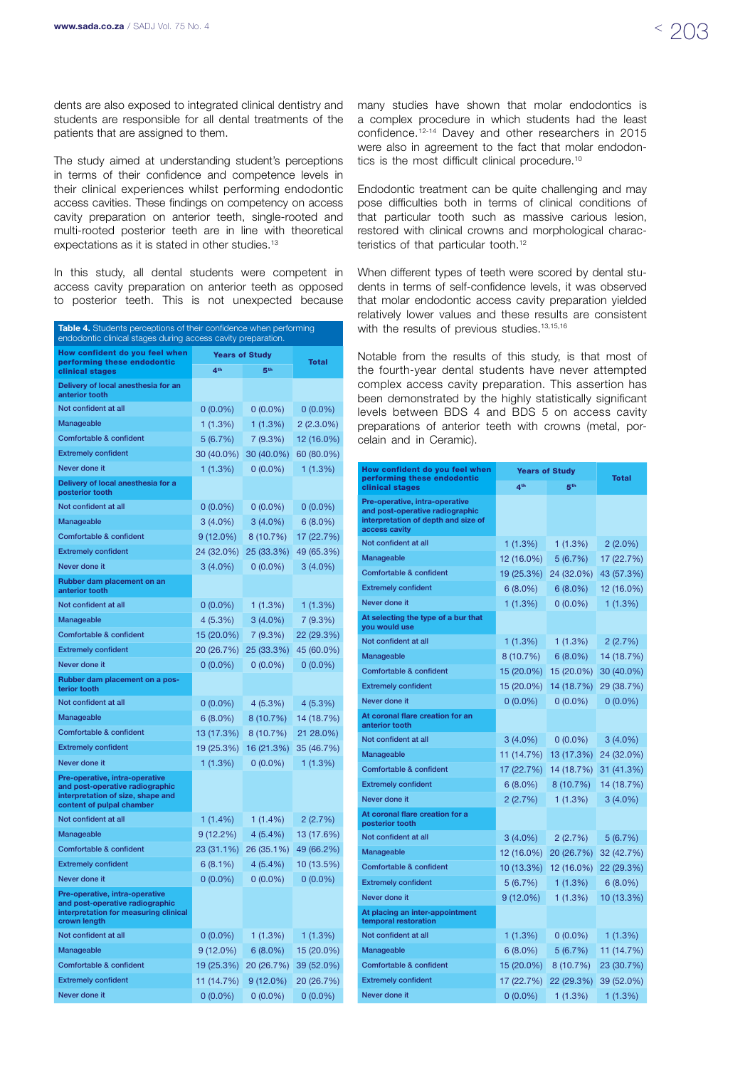dents are also exposed to integrated clinical dentistry and students are responsible for all dental treatments of the patients that are assigned to them.

The study aimed at understanding student's perceptions in terms of their confidence and competence levels in their clinical experiences whilst performing endodontic access cavities. These findings on competency on access cavity preparation on anterior teeth, single-rooted and multi-rooted posterior teeth are in line with theoretical expectations as it is stated in other studies.[13]

In this study, all dental students were competent in access cavity preparation on anterior teeth as opposed to posterior teeth. This is not unexpected because many studies have shown that molar endodontics is a complex procedure in which students had the least confidence.[12-14] Davey and other researchers in 2015 were also in agreement to the fact that molar endodontics is the most difficult clinical procedure.[10]

Endodontic treatment can be quite challenging and may pose difficulties both in terms of clinical conditions of that particular tooth such as massive carious lesion, restored with clinical crowns and morphological characteristics of that particular tooth.[12]

When different types of teeth were scored by dental students in terms of self-confidence levels, it was observed that molar endodontic access cavity preparation yielded relatively lower values and these results are consistent with the results of previous studies.[13,15,16]

Notable from the results of this study, is that most of the fourth-year dental students have never attempted complex access cavity preparation. This assertion has been demonstrated by the highly statistically significant levels between BDS 4 and BDS 5 on access cavity preparations of anterior teeth with crowns (metal, porcelain and in Ceramic).

**Table 4.** Students perceptions of their confidence when performing endodontic clinical stages during access cavity preparation.

| How confident do you feel when performing these endodontic clinical stages | Years of Study | | Total |
|---|---|---|---|
| | 4th | 5th | |
| **Delivery of local anesthesia for an anterior tooth** | | | |
| Not confident at all | 0 (0.0%) | 0 (0.0%) | 0 (0.0%) |
| Manageable | 1 (1.3%) | 1 (1.3%) | 2 (2.3.0%) |
| Comfortable & confident | 5 (6.7%) | 7 (9.3%) | 12 (16.0%) |
| Extremely confident | 30 (40.0%) | 30 (40.0%) | 60 (80.0%) |
| Never done it | 1 (1.3%) | 0 (0.0%) | 1 (1.3%) |
| **Delivery of local anesthesia for a posterior tooth** | | | |
| Not confident at all | 0 (0.0%) | 0 (0.0%) | 0 (0.0%) |
| Manageable | 3 (4.0%) | 3 (4.0%) | 6 (8.0%) |
| Comfortable & confident | 9 (12.0%) | 8 (10.7%) | 17 (22.7%) |
| Extremely confident | 24 (32.0%) | 25 (33.3%) | 49 (65.3%) |
| Never done it | 3 (4.0%) | 0 (0.0%) | 3 (4.0%) |
| **Rubber dam placement on an anterior tooth** | | | |
| Not confident at all | 0 (0.0%) | 1 (1.3%) | 1 (1.3%) |
| Manageable | 4 (5.3%) | 3 (4.0%) | 7 (9.3%) |
| Comfortable & confident | 15 (20.0%) | 7 (9.3%) | 22 (29.3%) |
| Extremely confident | 20 (26.7%) | 25 (33.3%) | 45 (60.0%) |
| Never done it | 0 (0.0%) | 0 (0.0%) | 0 (0.0%) |
| **Rubber dam placement on a posterior tooth** | | | |
| Not confident at all | 0 (0.0%) | 4 (5.3%) | 4 (5.3%) |
| Manageable | 6 (8.0%) | 8 (10.7%) | 14 (18.7%) |
| Comfortable & confident | 13 (17.3%) | 8 (10.7%) | 21 28.0%) |
| Extremely confident | 19 (25.3%) | 16 (21.3%) | 35 (46.7%) |
| Never done it | 1 (1.3%) | 0 (0.0%) | 1 (1.3%) |
| **Pre-operative, intra-operative and post-operative radiographic interpretation of size, shape and content of pulpal chamber** | | | |
| Not confident at all | 1 (1.4%) | 1 (1.4%) | 2 (2.7%) |
| Manageable | 9 (12.2%) | 4 (5.4%) | 13 (17.6%) |
| Comfortable & confident | 23 (31.1%) | 26 (35.1%) | 49 (66.2%) |
| Extremely confident | 6 (8.1%) | 4 (5.4%) | 10 (13.5%) |
| Never done it | 0 (0.0%) | 0 (0.0%) | 0 (0.0%) |
| **Pre-operative, intra-operative and post-operative radiographic interpretation for measuring clinical crown length** | | | |
| Not confident at all | 0 (0.0%) | 1 (1.3%) | 1 (1.3%) |
| Manageable | 9 (12.0%) | 6 (8.0%) | 15 (20.0%) |
| Comfortable & confident | 19 (25.3%) | 20 (26.7%) | 39 (52.0%) |
| Extremely confident | 11 (14.7%) | 9 (12.0%) | 20 (26.7%) |
| Never done it | 0 (0.0%) | 0 (0.0%) | 0 (0.0%) |
| **Pre-operative, intra-operative and post-operative radiographic interpretation of depth and size of access cavity** | | | |
| Not confident at all | 1 (1.3%) | 1 (1.3%) | 2 (2.0%) |
| Manageable | 12 (16.0%) | 5 (6.7%) | 17 (22.7%) |
| Comfortable & confident | 19 (25.3%) | 24 (32.0%) | 43 (57.3%) |
| Extremely confident | 6 (8.0%) | 6 (8.0%) | 12 (16.0%) |
| Never done it | 1 (1.3%) | 0 (0.0%) | 1 (1.3%) |
| **At selecting the type of a bur that you would use** | | | |
| Not confident at all | 1 (1.3%) | 1 (1.3%) | 2 (2.7%) |
| Manageable | 8 (10.7%) | 6 (8.0%) | 14 (18.7%) |
| Comfortable & confident | 15 (20.0%) | 15 (20.0%) | 30 (40.0%) |
| Extremely confident | 15 (20.0%) | 14 (18.7%) | 29 (38.7%) |
| Never done it | 0 (0.0%) | 0 (0.0%) | 0 (0.0%) |
| **At coronal flare creation for an anterior tooth** | | | |
| Not confident at all | 3 (4.0%) | 0 (0.0%) | 3 (4.0%) |
| Manageable | 11 (14.7%) | 13 (17.3%) | 24 (32.0%) |
| Comfortable & confident | 17 (22.7%) | 14 (18.7%) | 31 (41.3%) |
| Extremely confident | 6 (8.0%) | 8 (10.7%) | 14 (18.7%) |
| Never done it | 2 (2.7%) | 1 (1.3%) | 3 (4.0%) |
| **At coronal flare creation for a posterior tooth** | | | |
| Not confident at all | 3 (4.0%) | 2 (2.7%) | 5 (6.7%) |
| Manageable | 12 (16.0%) | 20 (26.7%) | 32 (42.7%) |
| Comfortable & confident | 10 (13.3%) | 12 (16.0%) | 22 (29.3%) |
| Extremely confident | 5 (6.7%) | 1 (1.3%) | 6 (8.0%) |
| Never done it | 9 (12.0%) | 1 (1.3%) | 10 (13.3%) |
| **At placing an inter-appointment temporal restoration** | | | |
| Not confident at all | 1 (1.3%) | 0 (0.0%) | 1 (1.3%) |
| Manageable | 6 (8.0%) | 5 (6.7%) | 11 (14.7%) |
| Comfortable & confident | 15 (20.0%) | 8 (10.7%) | 23 (30.7%) |
| Extremely confident | 17 (22.7%) | 22 (29.3%) | 39 (52.0%) |
| Never done it | 0 (0.0%) | 1 (1.3%) | 1 (1.3%) |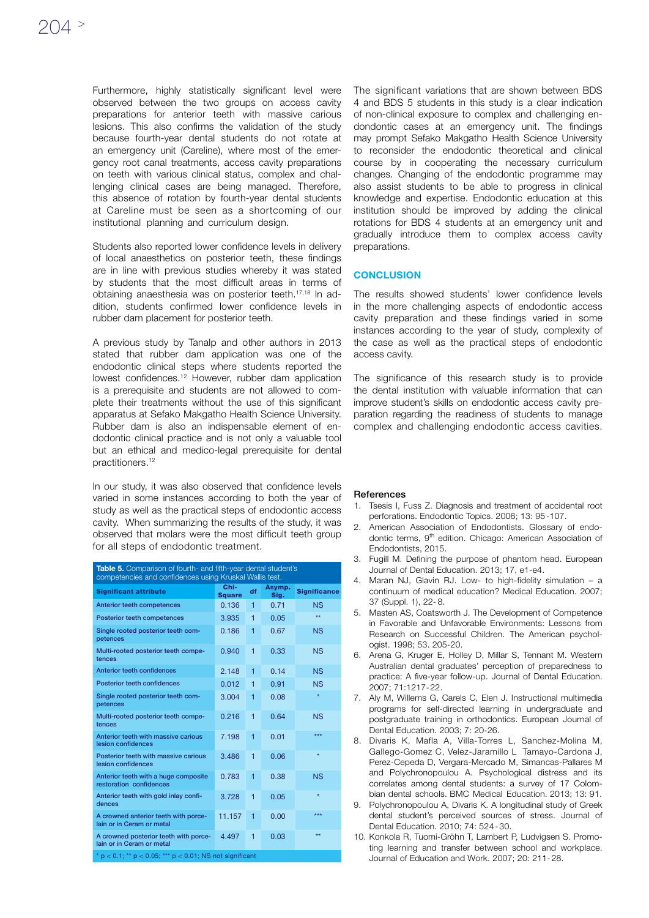Furthermore, highly statistically significant level were observed between the two groups on access cavity preparations for anterior teeth with massive carious lesions. This also confirms the validation of the study because fourth-year dental students do not rotate at an emergency unit (Careline), where most of the emergency root canal treatments, access cavity preparations on teeth with various clinical status, complex and challenging clinical cases are being managed. Therefore, this absence of rotation by fourth-year dental students at Careline must be seen as a shortcoming of our institutional planning and curriculum design.

Students also reported lower confidence levels in delivery of local anaesthetics on posterior teeth, these findings are in line with previous studies whereby it was stated by students that the most difficult areas in terms of obtaining anaesthesia was on posterior teeth.[17,18] In addition, students confirmed lower confidence levels in rubber dam placement for posterior teeth.

A previous study by Tanalp and other authors in 2013 stated that rubber dam application was one of the endodontic clinical steps where students reported the lowest confidences.[12] However, rubber dam application is a prerequisite and students are not allowed to complete their treatments without the use of this significant apparatus at Sefako Makgatho Health Science University. Rubber dam is also an indispensable element of endodontic clinical practice and is not only a valuable tool but an ethical and medico-legal prerequisite for dental practitioners.[12]

In our study, it was also observed that confidence levels varied in some instances according to both the year of study as well as the practical steps of endodontic access cavity. When summarizing the results of the study, it was observed that molars were the most difficult teeth group for all steps of endodontic treatment.

**Table 5.** Comparison of fourth- and fifth-year dental student's competencies and confidences using Kruskal Wallis test.

| Significant attribute | Chi-Square | df | Asymp. Sig. | Significance |
|---|---|---|---|---|
| Anterior teeth competences | 0.136 | 1 | 0.71 | NS |
| Posterior teeth competences | 3.935 | 1 | 0.05 | ** |
| Single rooted posterior teeth competences | 0.186 | 1 | 0.67 | NS |
| Multi-rooted posterior teeth competences | 0.940 | 1 | 0.33 | NS |
| Anterior teeth confidences | 2.148 | 1 | 0.14 | NS |
| Posterior teeth confidences | 0.012 | 1 | 0.91 | NS |
| Single rooted posterior teeth competences | 3.004 | 1 | 0.08 | * |
| Multi-rooted posterior teeth competences | 0.216 | 1 | 0.64 | NS |
| Anterior teeth with massive carious lesion confidences | 7.198 | 1 | 0.01 | *** |
| Posterior teeth with massive carious lesion confidences | 3.486 | 1 | 0.06 | * |
| Anterior teeth with a huge composite restoration confidences | 0.783 | 1 | 0.38 | NS |
| Anterior teeth with gold inlay confidences | 3.728 | 1 | 0.05 | * |
| A crowned anterior teeth with porcelain or in Ceram or metal | 11.157 | 1 | 0.00 | *** |
| A crowned posterior teeth with porcelain or in Ceram or metal | 4.497 | 1 | 0.03 | ** |

* $p < 0.1$; ** $p < 0.05$; *** $p < 0.01$; NS not significant

The significant variations that are shown between BDS 4 and BDS 5 students in this study is a clear indication of non-clinical exposure to complex and challenging endodontic cases at an emergency unit. The findings may prompt Sefako Makgatho Health Science University to reconsider the endodontic theoretical and clinical course by in cooperating the necessary curriculum changes. Changing of the endodontic programme may also assist students to be able to progress in clinical knowledge and expertise. Endodontic education at this institution should be improved by adding the clinical rotations for BDS 4 students at an emergency unit and gradually introduce them to complex access cavity preparations.

## CONCLUSION

The results showed students' lower confidence levels in the more challenging aspects of endodontic access cavity preparation and these findings varied in some instances according to the year of study, complexity of the case as well as the practical steps of endodontic access cavity.

The significance of this research study is to provide the dental institution with valuable information that can improve student's skills on endodontic access cavity preparation regarding the readiness of students to manage complex and challenging endodontic access cavities.

### References

1. Tsesis I, Fuss Z. Diagnosis and treatment of accidental root perforations. Endodontic Topics. 2006; 13: 95-107.
2. American Association of Endodontists. Glossary of endodontic terms, 9th edition. Chicago: American Association of Endodontists, 2015.
3. Fugill M. Defining the purpose of phantom head. European Journal of Dental Education. 2013; 17, e1-e4.
4. Maran NJ, Glavin RJ. Low- to high-fidelity simulation – a continuum of medical education? Medical Education. 2007; 37 (Suppl. 1), 22-8.
5. Masten AS, Coatsworth J. The Development of Competence in Favorable and Unfavorable Environments: Lessons from Research on Successful Children. The American psychologist. 1998; 53. 205-20.
6. Arena G, Kruger E, Holley D, Millar S, Tennant M. Western Australian dental graduates' perception of preparedness to practice: A five-year follow-up. Journal of Dental Education. 2007; 71:1217-22.
7. Aly M, Willems G, Carels C, Elen J. Instructional multimedia programs for self-directed learning in undergraduate and postgraduate training in orthodontics. European Journal of Dental Education. 2003; 7: 20-26.
8. Divaris K, Mafla A, Villa-Torres L, Sanchez-Molina M, Gallego-Gomez C, Velez-Jaramillo L Tamayo-Cardona J, Perez-Cepeda D, Vergara-Mercado M, Simancas-Pallares M and Polychronopoulou A. Psychological distress and its correlates among dental students: a survey of 17 Colombian dental schools. BMC Medical Education. 2013; 13: 91.
9. Polychronopoulou A, Divaris K. A longitudinal study of Greek dental student's perceived sources of stress. Journal of Dental Education. 2010; 74: 524-30.
10. Konkola R, Tuomi-Gröhn T, Lambert P, Ludvigsen S. Promoting learning and transfer between school and workplace. Journal of Education and Work. 2007; 20: 211-28.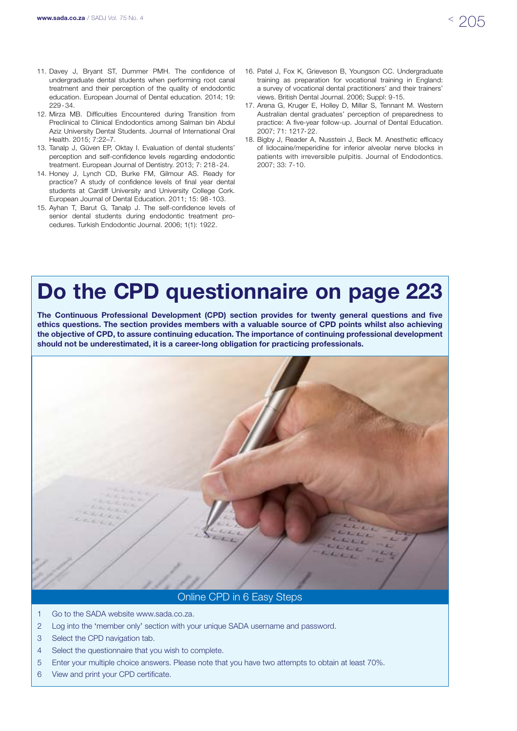11. Davey J, Bryant ST, Dummer PMH. The confidence of undergraduate dental students when performing root canal treatment and their perception of the quality of endodontic education. European Journal of Dental education. 2014; 19: 229-34.
12. Mirza MB. Difficulties Encountered during Transition from Preclinical to Clinical Endodontics among Salman bin Abdul Aziz University Dental Students. Journal of International Oral Health. 2015; 7:22–7.
13. Tanalp J, Güven EP, Oktay I. Evaluation of dental students' perception and self-confidence levels regarding endodontic treatment. European Journal of Dentistry. 2013; 7: 218-24.
14. Honey J, Lynch CD, Burke FM, Gilmour AS. Ready for practice? A study of confidence levels of final year dental students at Cardiff University and University College Cork. European Journal of Dental Education. 2011; 15: 98-103.
15. Ayhan T, Barut G, Tanalp J. The self-confidence levels of senior dental students during endodontic treatment procedures. Turkish Endodontic Journal. 2006; 1(1): 1922.
16. Patel J, Fox K, Grieveson B, Youngson CC. Undergraduate training as preparation for vocational training in England: a survey of vocational dental practitioners' and their trainers' views. British Dental Journal. 2006; Suppl: 9-15.
17. Arena G, Kruger E, Holley D, Millar S, Tennant M. Western Australian dental graduates' perception of preparedness to practice: A five-year follow-up. Journal of Dental Education. 2007; 71: 1217-22.
18. Bigby J, Reader A, Nusstein J, Beck M. Anesthetic efficacy of lidocaine/meperidine for inferior alveolar nerve blocks in patients with irreversible pulpitis. Journal of Endodontics. 2007; 33: 7-10.

# Do the CPD questionnaire on page 223

**The Continuous Professional Development (CPD) section provides for twenty general questions and five ethics questions. The section provides members with a valuable source of CPD points whilst also achieving the objective of CPD, to assure continuing education. The importance of continuing professional development should not be underestimated, it is a career-long obligation for practicing professionals.**

## Online CPD in 6 Easy Steps

1. Go to the SADA website www.sada.co.za.
2. Log into the 'member only' section with your unique SADA username and password.
3. Select the CPD navigation tab.
4. Select the questionnaire that you wish to complete.
5. Enter your multiple choice answers. Please note that you have two attempts to obtain at least 70%.
6. View and print your CPD certificate.